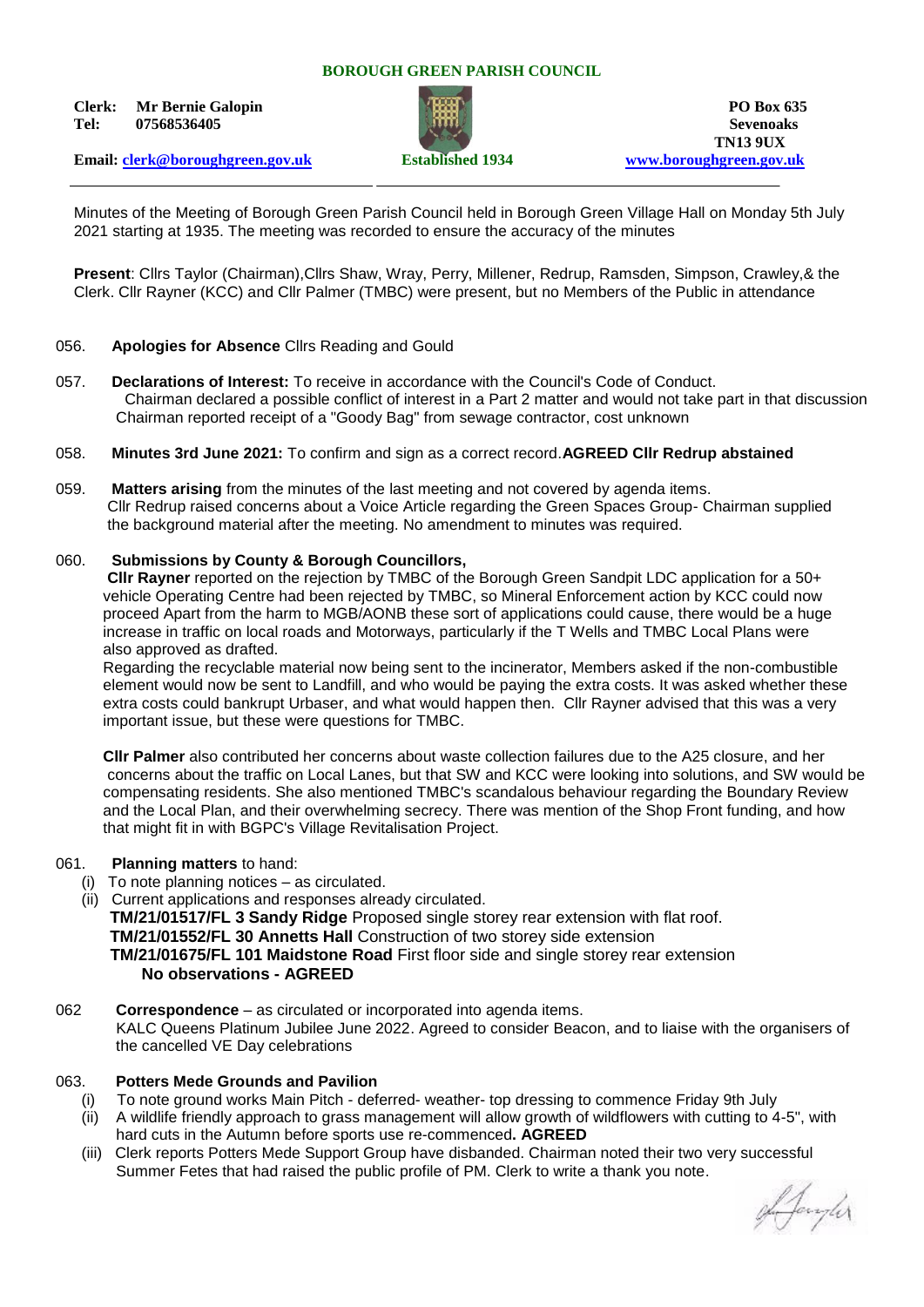**BOROUGH GREEN PARISH COUNCIL**

**Clerk: Mr Bernie Galopin**
**Tel: 07568536405**

**Email: clerk@boroughgreen.gov.uk**

**Established 1934**

**PO Box 635**
**Sevenoaks**
**TN13 9UX**
**www.boroughgreen.gov.uk**

Minutes of the Meeting of Borough Green Parish Council held in Borough Green Village Hall on Monday 5th July 2021 starting at 1935. The meeting was recorded to ensure the accuracy of the minutes

**Present**: Cllrs Taylor (Chairman),Cllrs Shaw, Wray, Perry, Millener, Redrup, Ramsden, Simpson, Crawley,& the Clerk. Cllr Rayner (KCC) and Cllr Palmer (TMBC) were present, but no Members of the Public in attendance

056. **Apologies for Absence** Cllrs Reading and Gould

057. **Declarations of Interest:** To receive in accordance with the Council's Code of Conduct.
Chairman declared a possible conflict of interest in a Part 2 matter and would not take part in that discussion
Chairman reported receipt of a "Goody Bag" from sewage contractor, cost unknown

058. **Minutes 3rd June 2021:** To confirm and sign as a correct record.**AGREED Cllr Redrup abstained**

059. **Matters arising** from the minutes of the last meeting and not covered by agenda items.
Cllr Redrup raised concerns about a Voice Article regarding the Green Spaces Group- Chairman supplied the background material after the meeting. No amendment to minutes was required.

060. **Submissions by County & Borough Councillors,**
**Cllr Rayner** reported on the rejection by TMBC of the Borough Green Sandpit LDC application for a 50+ vehicle Operating Centre had been rejected by TMBC, so Mineral Enforcement action by KCC could now proceed Apart from the harm to MGB/AONB these sort of applications could cause, there would be a huge increase in traffic on local roads and Motorways, particularly if the T Wells and TMBC Local Plans were also approved as drafted.
Regarding the recyclable material now being sent to the incinerator, Members asked if the non-combustible element would now be sent to Landfill, and who would be paying the extra costs. It was asked whether these extra costs could bankrupt Urbaser, and what would happen then. Cllr Rayner advised that this was a very important issue, but these were questions for TMBC.

**Cllr Palmer** also contributed her concerns about waste collection failures due to the A25 closure, and her concerns about the traffic on Local Lanes, but that SW and KCC were looking into solutions, and SW would be compensating residents. She also mentioned TMBC's scandalous behaviour regarding the Boundary Review and the Local Plan, and their overwhelming secrecy. There was mention of the Shop Front funding, and how that might fit in with BGPC's Village Revitalisation Project.

061. **Planning matters** to hand:
(i) To note planning notices – as circulated.
(ii) Current applications and responses already circulated.
**TM/21/01517/FL 3 Sandy Ridge** Proposed single storey rear extension with flat roof.
**TM/21/01552/FL 30 Annetts Hall** Construction of two storey side extension
**TM/21/01675/FL 101 Maidstone Road** First floor side and single storey rear extension
**No observations - AGREED**

062 **Correspondence** – as circulated or incorporated into agenda items.
KALC Queens Platinum Jubilee June 2022. Agreed to consider Beacon, and to liaise with the organisers of the cancelled VE Day celebrations

063. **Potters Mede Grounds and Pavilion**
(i) To note ground works Main Pitch - deferred- weather- top dressing to commence Friday 9th July
(ii) A wildlife friendly approach to grass management will allow growth of wildflowers with cutting to 4-5", with hard cuts in the Autumn before sports use re-commenced**. AGREED**
(iii) Clerk reports Potters Mede Support Group have disbanded. Chairman noted their two very successful Summer Fetes that had raised the public profile of PM. Clerk to write a thank you note.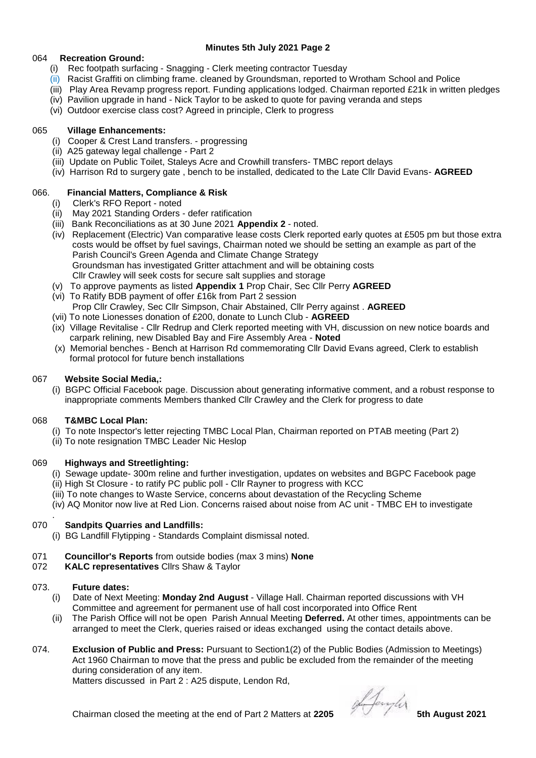**Minutes 5th July 2021 Page 2**

064 **Recreation Ground:**

- (i) Rec footpath surfacing - Snagging - Clerk meeting contractor Tuesday
- (ii) Racist Graffiti on climbing frame. cleaned by Groundsman, reported to Wrotham School and Police
- (iii) Play Area Revamp progress report. Funding applications lodged. Chairman reported £21k in written pledges
- (iv) Pavilion upgrade in hand - Nick Taylor to be asked to quote for paving veranda and steps
- (vi) Outdoor exercise class cost? Agreed in principle, Clerk to progress

065 **Village Enhancements:**

- (i) Cooper & Crest Land transfers. - progressing
- (ii) A25 gateway legal challenge - Part 2
- (iii) Update on Public Toilet, Staleys Acre and Crowhill transfers- TMBC report delays
- (iv) Harrison Rd to surgery gate , bench to be installed, dedicated to the Late Cllr David Evans- **AGREED**

066. **Financial Matters, Compliance & Risk**

- (i) Clerk's RFO Report - noted
- (ii) May 2021 Standing Orders - defer ratification
- (iii) Bank Reconciliations as at 30 June 2021 **Appendix 2** - noted.
- (iv) Replacement (Electric) Van comparative lease costs Clerk reported early quotes at £505 pm but those extra costs would be offset by fuel savings, Chairman noted we should be setting an example as part of the Parish Council's Green Agenda and Climate Change Strategy
  Groundsman has investigated Gritter attachment and will be obtaining costs
  Cllr Crawley will seek costs for secure salt supplies and storage
- (v) To approve payments as listed **Appendix 1** Prop Chair, Sec Cllr Perry **AGREED**
- (vi) To Ratify BDB payment of offer £16k from Part 2 session
  Prop Cllr Crawley, Sec Cllr Simpson, Chair Abstained, Cllr Perry against . **AGREED**
- (vii) To note Lionesses donation of £200, donate to Lunch Club - **AGREED**
- (ix) Village Revitalise - Cllr Redrup and Clerk reported meeting with VH, discussion on new notice boards and carpark relining, new Disabled Bay and Fire Assembly Area - **Noted**
- (x) Memorial benches - Bench at Harrison Rd commemorating Cllr David Evans agreed, Clerk to establish formal protocol for future bench installations

067 **Website Social Media,:**

- (i) BGPC Official Facebook page. Discussion about generating informative comment, and a robust response to inappropriate comments Members thanked Cllr Crawley and the Clerk for progress to date

068 **T&MBC Local Plan:**

- (i) To note Inspector's letter rejecting TMBC Local Plan, Chairman reported on PTAB meeting (Part 2)
- (ii) To note resignation TMBC Leader Nic Heslop

069 **Highways and Streetlighting:**

- (i) Sewage update- 300m reline and further investigation, updates on websites and BGPC Facebook page
- (ii) High St Closure - to ratify PC public poll - Cllr Rayner to progress with KCC
- (iii) To note changes to Waste Service, concerns about devastation of the Recycling Scheme
- (iv) AQ Monitor now live at Red Lion. Concerns raised about noise from AC unit - TMBC EH to investigate

070 **Sandpits Quarries and Landfills:**

- (i) BG Landfill Flytipping - Standards Complaint dismissal noted.

071 **Councillor's Reports** from outside bodies (max 3 mins) **None**

072 **KALC representatives** Cllrs Shaw & Taylor

073. **Future dates:**

- (i) Date of Next Meeting: **Monday 2nd August** - Village Hall. Chairman reported discussions with VH Committee and agreement for permanent use of hall cost incorporated into Office Rent
- (ii) The Parish Office will not be open Parish Annual Meeting **Deferred.** At other times, appointments can be arranged to meet the Clerk, queries raised or ideas exchanged using the contact details above.

074. **Exclusion of Public and Press:** Pursuant to Section1(2) of the Public Bodies (Admission to Meetings) Act 1960 Chairman to move that the press and public be excluded from the remainder of the meeting during consideration of any item.
Matters discussed in Part 2 : A25 dispute, Lendon Rd,

Chairman closed the meeting at the end of Part 2 Matters at **2205** **5th August 2021**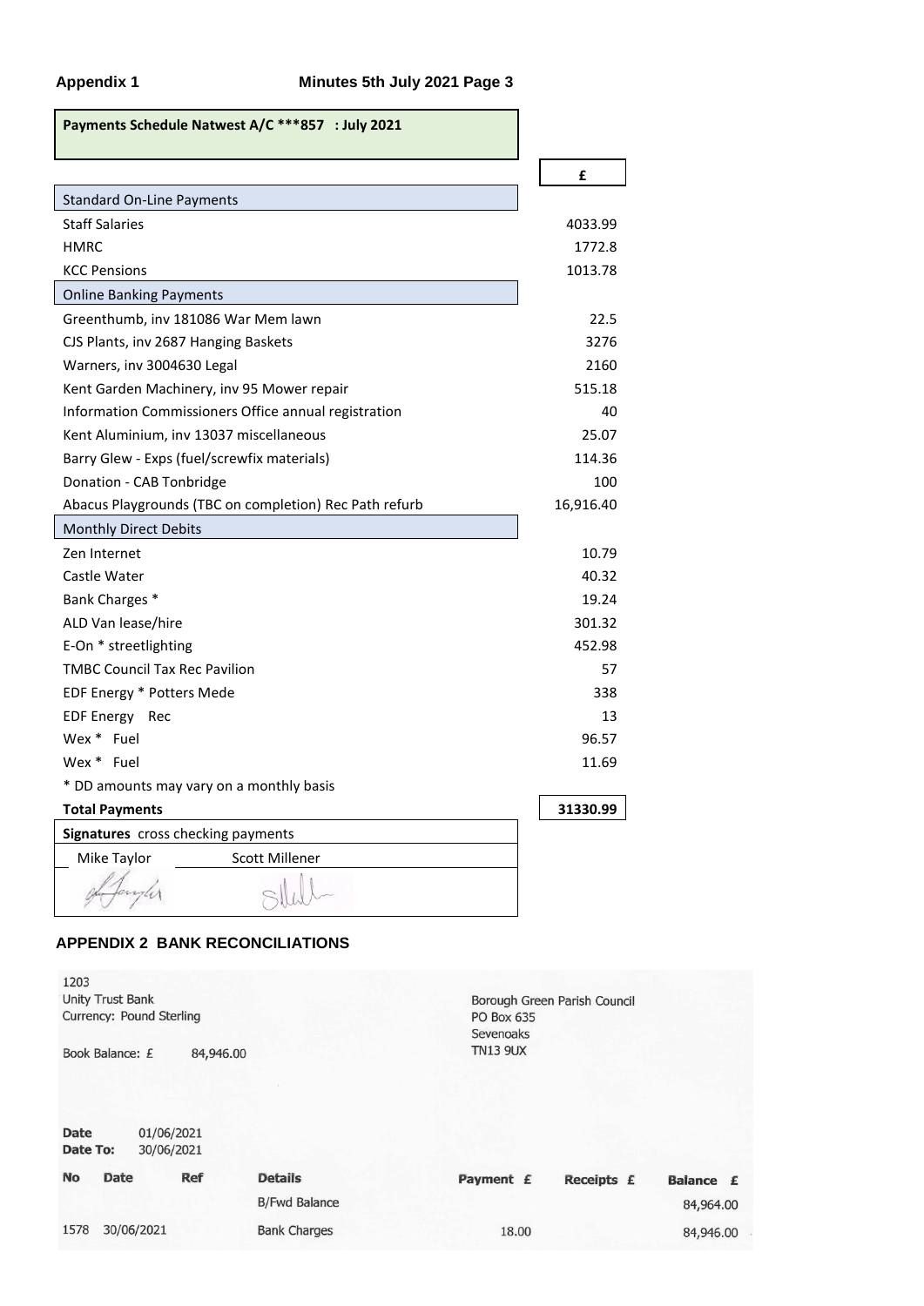**Appendix 1** **Minutes 5th July 2021 Page 3**

**Payments Schedule Natwest A/C ***857 : July 2021**

| | £ |
|---|---|
| Standard On-Line Payments | |
| Staff Salaries | 4033.99 |
| HMRC | 1772.8 |
| KCC Pensions | 1013.78 |
| Online Banking Payments | |
| Greenthumb, inv 181086 War Mem lawn | 22.5 |
| CJS Plants, inv 2687 Hanging Baskets | 3276 |
| Warners, inv 3004630 Legal | 2160 |
| Kent Garden Machinery, inv 95 Mower repair | 515.18 |
| Information Commissioners Office annual registration | 40 |
| Kent Aluminium, inv 13037 miscellaneous | 25.07 |
| Barry Glew - Exps (fuel/screwfix materials) | 114.36 |
| Donation - CAB Tonbridge | 100 |
| Abacus Playgrounds (TBC on completion) Rec Path refurb | 16,916.40 |
| Monthly Direct Debits | |
| Zen Internet | 10.79 |
| Castle Water | 40.32 |
| Bank Charges * | 19.24 |
| ALD Van lease/hire | 301.32 |
| E-On * streetlighting | 452.98 |
| TMBC Council Tax Rec Pavilion | 57 |
| EDF Energy * Potters Mede | 338 |
| EDF Energy Rec | 13 |
| Wex * Fuel | 96.57 |
| Wex * Fuel | 11.69 |
| * DD amounts may vary on a monthly basis | |
| **Total Payments** | **31330.99** |

**Signatures** cross checking payments

| Mike Taylor | Scott Millener |
|---|---|
| (signature) | (signature) |

## APPENDIX 2 BANK RECONCILIATIONS

1203
Unity Trust Bank
Currency: Pound Sterling

Book Balance: £ 84,946.00

Borough Green Parish Council
PO Box 635
Sevenoaks
TN13 9UX

**Date** 01/06/2021
**Date To:** 30/06/2021

| No | Date | Ref | Details | Payment £ | Receipts £ | Balance £ |
|---|---|---|---|---|---|---|
| | | | B/Fwd Balance | | | 84,964.00 |
| 1578 | 30/06/2021 | | Bank Charges | 18.00 | | 84,946.00 |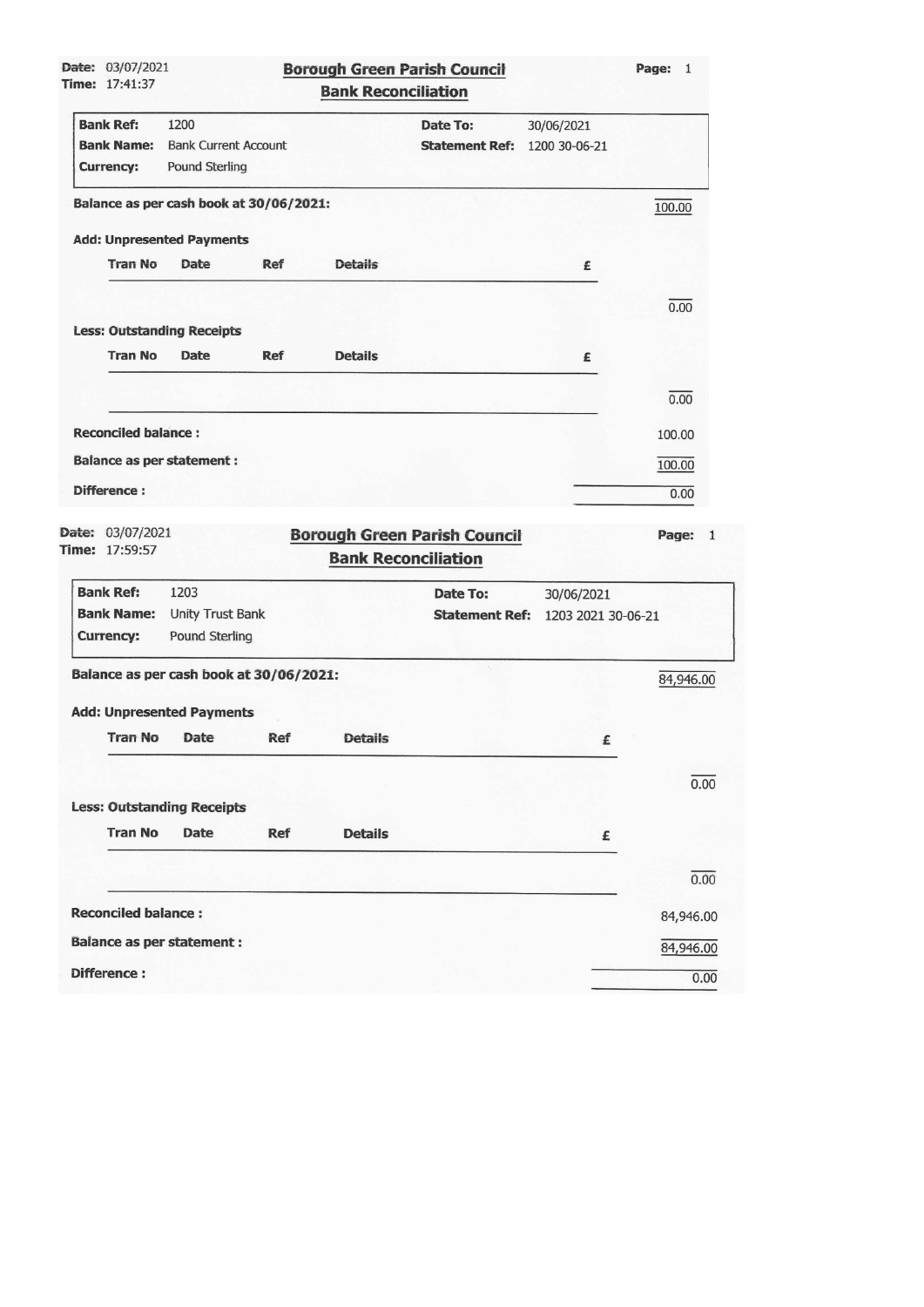Date: 03/07/2021
Time: 17:41:37

## Borough Green Parish Council
### Bank Reconciliation

Page: 1

| | | | |
|---|---|---|---|
| **Bank Ref:** | 1200 | **Date To:** | 30/06/2021 |
| **Bank Name:** | Bank Current Account | **Statement Ref:** | 1200 30-06-21 |
| **Currency:** | Pound Sterling | | |

**Balance as per cash book at 30/06/2021:** 100.00

**Add: Unpresented Payments**

| Tran No | Date | Ref | Details | £ |
|---|---|---|---|---|

0.00

**Less: Outstanding Receipts**

| Tran No | Date | Ref | Details | £ |
|---|---|---|---|---|

0.00

**Reconciled balance :** 100.00

**Balance as per statement :** 100.00

**Difference :** 0.00

Date: 03/07/2021
Time: 17:59:57

## Borough Green Parish Council
### Bank Reconciliation

Page: 1

| | | | |
|---|---|---|---|
| **Bank Ref:** | 1203 | **Date To:** | 30/06/2021 |
| **Bank Name:** | Unity Trust Bank | **Statement Ref:** | 1203 2021 30-06-21 |
| **Currency:** | Pound Sterling | | |

**Balance as per cash book at 30/06/2021:** 84,946.00

**Add: Unpresented Payments**

| Tran No | Date | Ref | Details | £ |
|---|---|---|---|---|

0.00

**Less: Outstanding Receipts**

| Tran No | Date | Ref | Details | £ |
|---|---|---|---|---|

0.00

**Reconciled balance :** 84,946.00

**Balance as per statement :** 84,946.00

**Difference :** 0.00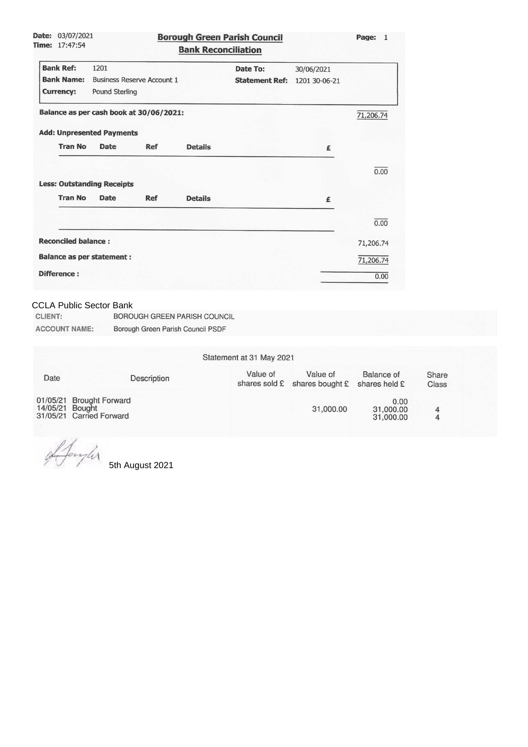Date: 03/07/2021
Time: 17:47:54

## Borough Green Parish Council
## Bank Reconciliation

Page: 1

| | | | |
|---|---|---|---|
| **Bank Ref:** | 1201 | **Date To:** | 30/06/2021 |
| **Bank Name:** | Business Reserve Account 1 | **Statement Ref:** | 1201 30-06-21 |
| **Currency:** | Pound Sterling | | |

**Balance as per cash book at 30/06/2021:** 71,206.74

**Add: Unpresented Payments**

| Tran No | Date | Ref | Details | £ |
|---|---|---|---|---|

0.00

**Less: Outstanding Receipts**

| Tran No | Date | Ref | Details | £ |
|---|---|---|---|---|

0.00

**Reconciled balance :** 71,206.74

**Balance as per statement :** 71,206.74

**Difference :** 0.00

CCLA Public Sector Bank

| | |
|---|---|
| CLIENT: | BOROUGH GREEN PARISH COUNCIL |
| ACCOUNT NAME: | Borough Green Parish Council PSDF |

Statement at 31 May 2021

| Date | Description | Value of shares sold £ | Value of shares bought £ | Balance of shares held £ | Share Class |
|---|---|---|---|---|---|
| 01/05/21 | Brought Forward | | | 0.00 | |
| 14/05/21 | Bought | | 31,000.00 | 31,000.00 | 4 |
| 31/05/21 | Carried Forward | | | 31,000.00 | 4 |

5th August 2021